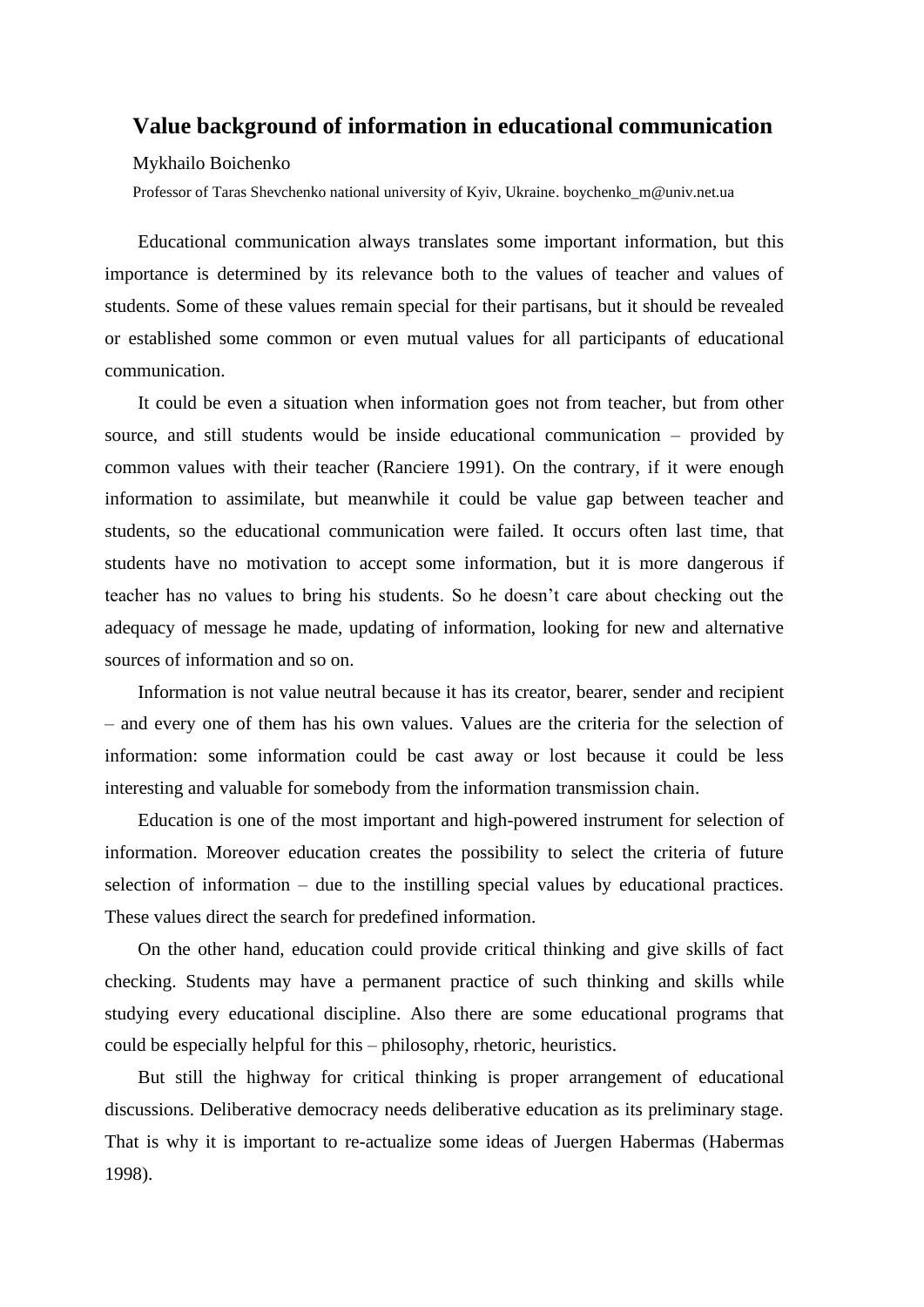# Value background of information in educational communication

Mykhailo Boichenko

Professor of Taras Shevchenko national university of Kyiv, Ukraine. boychenko_m@univ.net.ua

Educational communication always translates some important information, but this importance is determined by its relevance both to the values of teacher and values of students. Some of these values remain special for their partisans, but it should be revealed or established some common or even mutual values for all participants of educational communication.

It could be even a situation when information goes not from teacher, but from other source, and still students would be inside educational communication – provided by common values with their teacher (Ranciere 1991). On the contrary, if it were enough information to assimilate, but meanwhile it could be value gap between teacher and students, so the educational communication were failed. It occurs often last time, that students have no motivation to accept some information, but it is more dangerous if teacher has no values to bring his students. So he doesn't care about checking out the adequacy of message he made, updating of information, looking for new and alternative sources of information and so on.

Information is not value neutral because it has its creator, bearer, sender and recipient – and every one of them has his own values. Values are the criteria for the selection of information: some information could be cast away or lost because it could be less interesting and valuable for somebody from the information transmission chain.

Education is one of the most important and high-powered instrument for selection of information. Moreover education creates the possibility to select the criteria of future selection of information – due to the instilling special values by educational practices. These values direct the search for predefined information.

On the other hand, education could provide critical thinking and give skills of fact checking. Students may have a permanent practice of such thinking and skills while studying every educational discipline. Also there are some educational programs that could be especially helpful for this – philosophy, rhetoric, heuristics.

But still the highway for critical thinking is proper arrangement of educational discussions. Deliberative democracy needs deliberative education as its preliminary stage. That is why it is important to re-actualize some ideas of Juergen Habermas (Habermas 1998).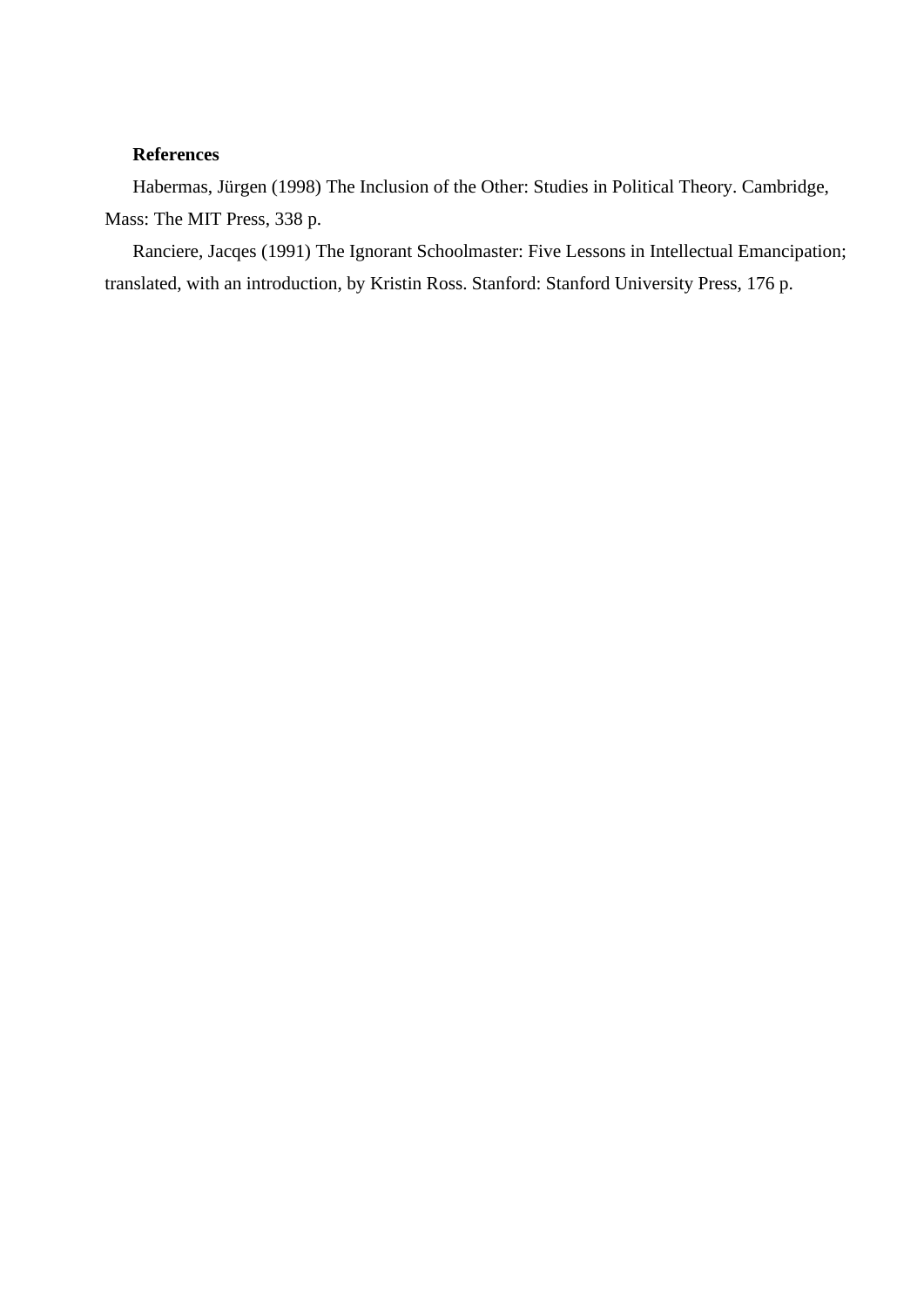**References**

Habermas, Jürgen (1998) The Inclusion of the Other: Studies in Political Theory. Cambridge, Mass: The MIT Press, 338 p.

Ranciere, Jacqes (1991) The Ignorant Schoolmaster: Five Lessons in Intellectual Emancipation; translated, with an introduction, by Kristin Ross. Stanford: Stanford University Press, 176 p.